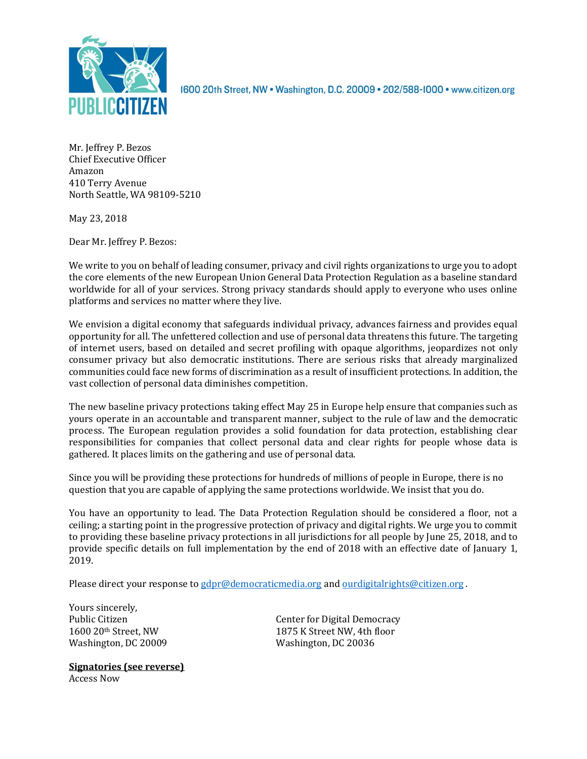PUBLIC CITIZEN

1600 20th Street, NW • Washington, D.C. 20009 • 202/588-1000 • www.citizen.org

Mr. Jeffrey P. Bezos
Chief Executive Officer
Amazon
410 Terry Avenue
North Seattle, WA 98109-5210

May 23, 2018

Dear Mr. Jeffrey P. Bezos:

We write to you on behalf of leading consumer, privacy and civil rights organizations to urge you to adopt the core elements of the new European Union General Data Protection Regulation as a baseline standard worldwide for all of your services. Strong privacy standards should apply to everyone who uses online platforms and services no matter where they live.

We envision a digital economy that safeguards individual privacy, advances fairness and provides equal opportunity for all. The unfettered collection and use of personal data threatens this future. The targeting of internet users, based on detailed and secret profiling with opaque algorithms, jeopardizes not only consumer privacy but also democratic institutions. There are serious risks that already marginalized communities could face new forms of discrimination as a result of insufficient protections. In addition, the vast collection of personal data diminishes competition.

The new baseline privacy protections taking effect May 25 in Europe help ensure that companies such as yours operate in an accountable and transparent manner, subject to the rule of law and the democratic process. The European regulation provides a solid foundation for data protection, establishing clear responsibilities for companies that collect personal data and clear rights for people whose data is gathered. It places limits on the gathering and use of personal data.

Since you will be providing these protections for hundreds of millions of people in Europe, there is no question that you are capable of applying the same protections worldwide. We insist that you do.

You have an opportunity to lead. The Data Protection Regulation should be considered a floor, not a ceiling; a starting point in the progressive protection of privacy and digital rights. We urge you to commit to providing these baseline privacy protections in all jurisdictions for all people by June 25, 2018, and to provide specific details on full implementation by the end of 2018 with an effective date of January 1, 2019.

Please direct your response to [gdpr@democraticmedia.org](mailto:gdpr@democraticmedia.org) and [ourdigitalrights@citizen.org](mailto:ourdigitalrights@citizen.org) .

Yours sincerely,

Public Citizen
1600 20th Street, NW
Washington, DC 20009

Center for Digital Democracy
1875 K Street NW, 4th floor
Washington, DC 20036

**Signatories (see reverse)**

Access Now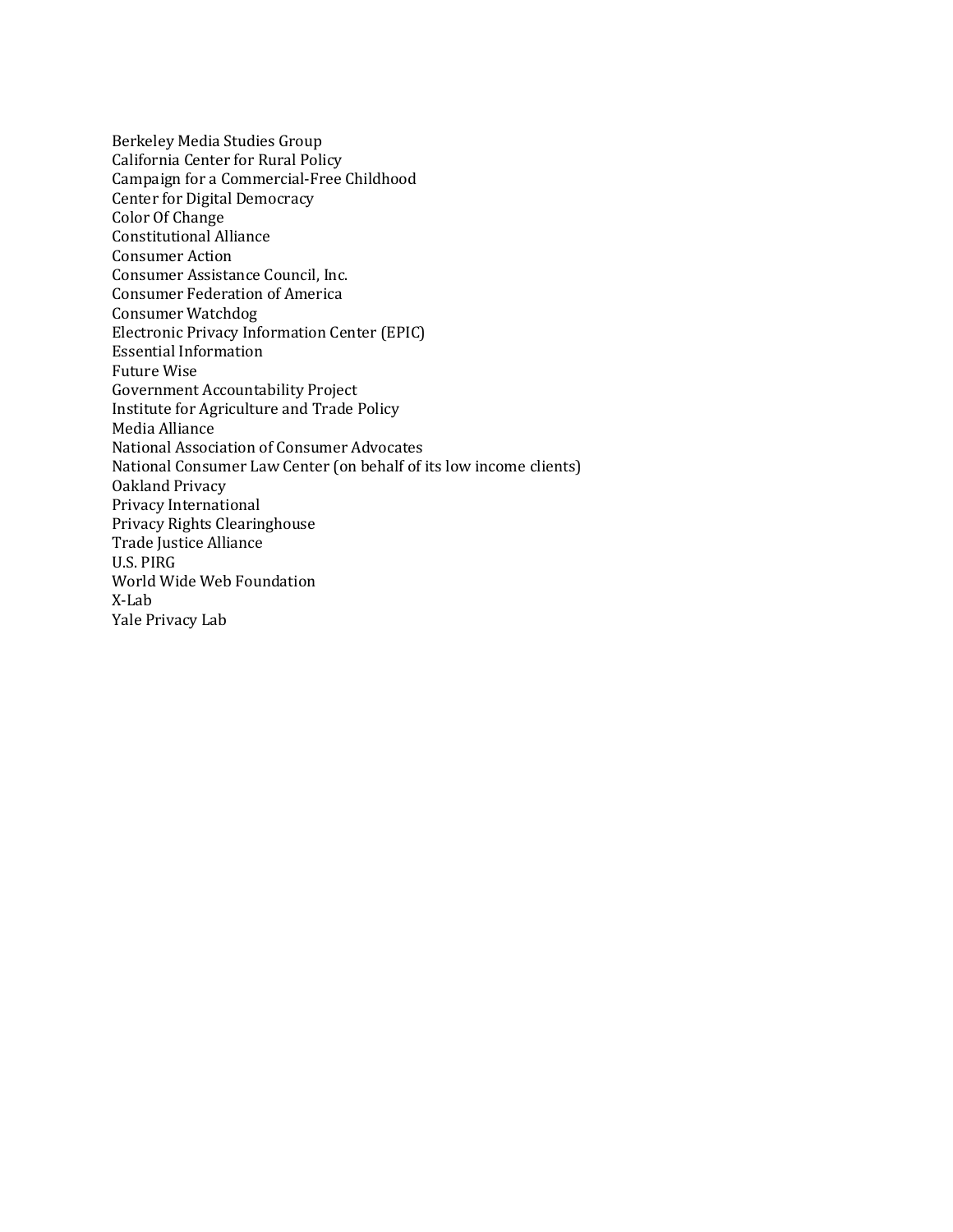Berkeley Media Studies Group
California Center for Rural Policy
Campaign for a Commercial-Free Childhood
Center for Digital Democracy
Color Of Change
Constitutional Alliance
Consumer Action
Consumer Assistance Council, Inc.
Consumer Federation of America
Consumer Watchdog
Electronic Privacy Information Center (EPIC)
Essential Information
Future Wise
Government Accountability Project
Institute for Agriculture and Trade Policy
Media Alliance
National Association of Consumer Advocates
National Consumer Law Center (on behalf of its low income clients)
Oakland Privacy
Privacy International
Privacy Rights Clearinghouse
Trade Justice Alliance
U.S. PIRG
World Wide Web Foundation
X-Lab
Yale Privacy Lab